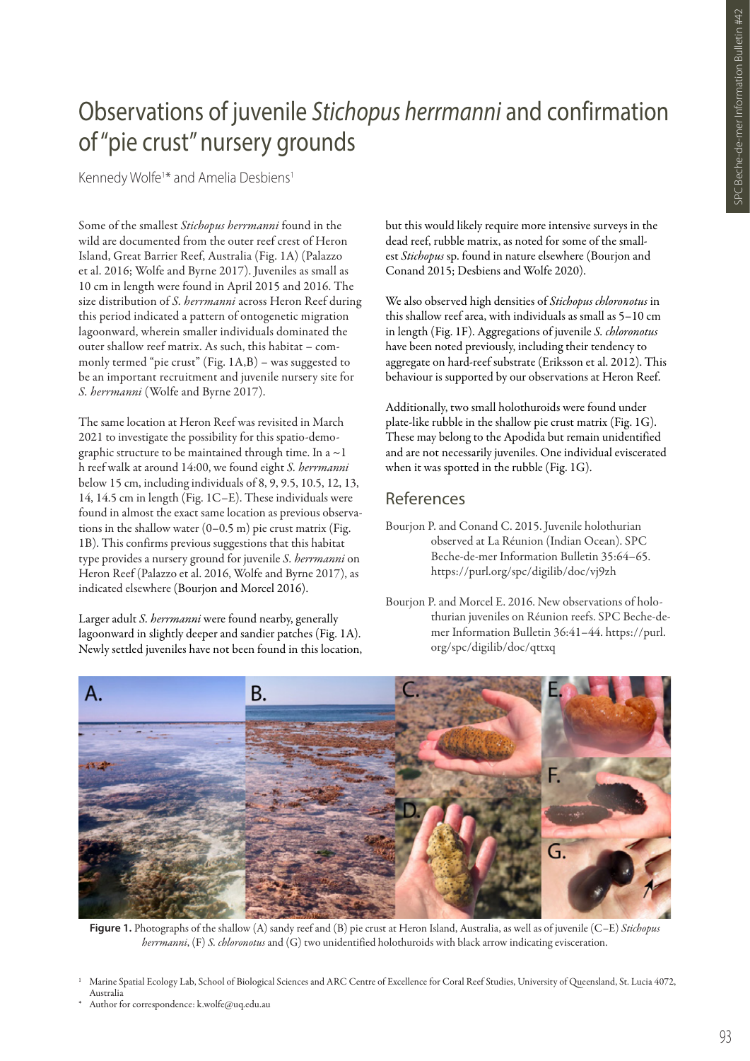# Observations of juvenile *Stichopus herrmanni* and confirmation of "pie crust" nursery grounds

Kennedy Wolfe[1]* and Amelia Desbiens[1]

Some of the smallest *Stichopus herrmanni* found in the wild are documented from the outer reef crest of Heron Island, Great Barrier Reef, Australia (Fig. 1A) (Palazzo et al. 2016; Wolfe and Byrne 2017). Juveniles as small as 10 cm in length were found in April 2015 and 2016. The size distribution of *S. herrmanni* across Heron Reef during this period indicated a pattern of ontogenetic migration lagoonward, wherein smaller individuals dominated the outer shallow reef matrix. As such, this habitat – commonly termed "pie crust" (Fig. 1A,B) – was suggested to be an important recruitment and juvenile nursery site for *S. herrmanni* (Wolfe and Byrne 2017).

The same location at Heron Reef was revisited in March 2021 to investigate the possibility for this spatio-demographic structure to be maintained through time. In a ~1 h reef walk at around 14:00, we found eight *S. herrmanni* below 15 cm, including individuals of 8, 9, 9.5, 10.5, 12, 13, 14, 14.5 cm in length (Fig. 1C–E). These individuals were found in almost the exact same location as previous observations in the shallow water (0–0.5 m) pie crust matrix (Fig. 1B). This confirms previous suggestions that this habitat type provides a nursery ground for juvenile *S. herrmanni* on Heron Reef (Palazzo et al. 2016, Wolfe and Byrne 2017), as indicated elsewhere (Bourjon and Morcel 2016).

Larger adult *S. herrmanni* were found nearby, generally lagoonward in slightly deeper and sandier patches (Fig. 1A). Newly settled juveniles have not been found in this location, but this would likely require more intensive surveys in the dead reef, rubble matrix, as noted for some of the smallest *Stichopus* sp. found in nature elsewhere (Bourjon and Conand 2015; Desbiens and Wolfe 2020).

We also observed high densities of *Stichopus chloronotus* in this shallow reef area, with individuals as small as 5–10 cm in length (Fig. 1F). Aggregations of juvenile *S. chloronotus* have been noted previously, including their tendency to aggregate on hard-reef substrate (Eriksson et al. 2012). This behaviour is supported by our observations at Heron Reef.

Additionally, two small holothuroids were found under plate-like rubble in the shallow pie crust matrix (Fig. 1G). These may belong to the Apodida but remain unidentified and are not necessarily juveniles. One individual eviscerated when it was spotted in the rubble (Fig. 1G).

## References

Bourjon P. and Conand C. 2015. Juvenile holothurian observed at La Réunion (Indian Ocean). SPC Beche-de-mer Information Bulletin 35:64–65. https://purl.org/spc/digilib/doc/vj9zh

Bourjon P. and Morcel E. 2016. New observations of holothurian juveniles on Réunion reefs. SPC Beche-de-mer Information Bulletin 36:41–44. https://purl.org/spc/digilib/doc/qttxq

**Figure 1.** Photographs of the shallow (A) sandy reef and (B) pie crust at Heron Island, Australia, as well as of juvenile (C–E) *Stichopus herrmanni*, (F) *S. chloronotus* and (G) two unidentified holothuroids with black arrow indicating evisceration.

[1] Marine Spatial Ecology Lab, School of Biological Sciences and ARC Centre of Excellence for Coral Reef Studies, University of Queensland, St. Lucia 4072, Australia

* Author for correspondence: k.wolfe@uq.edu.au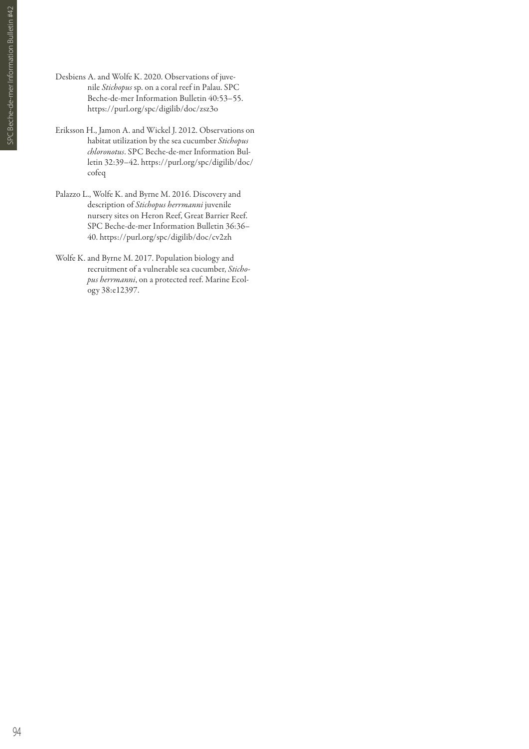Desbiens A. and Wolfe K. 2020. Observations of juvenile *Stichopus* sp. on a coral reef in Palau. SPC Beche-de-mer Information Bulletin 40:53–55. https://purl.org/spc/digilib/doc/zsz3o

Eriksson H., Jamon A. and Wickel J. 2012. Observations on habitat utilization by the sea cucumber *Stichopus chloronotus*. SPC Beche-de-mer Information Bulletin 32:39–42. https://purl.org/spc/digilib/doc/cofeq

Palazzo L., Wolfe K. and Byrne M. 2016. Discovery and description of *Stichopus herrmanni* juvenile nursery sites on Heron Reef, Great Barrier Reef. SPC Beche-de-mer Information Bulletin 36:36–40. https://purl.org/spc/digilib/doc/cv2zh

Wolfe K. and Byrne M. 2017. Population biology and recruitment of a vulnerable sea cucumber, *Stichopus herrmanni*, on a protected reef. Marine Ecology 38:e12397.